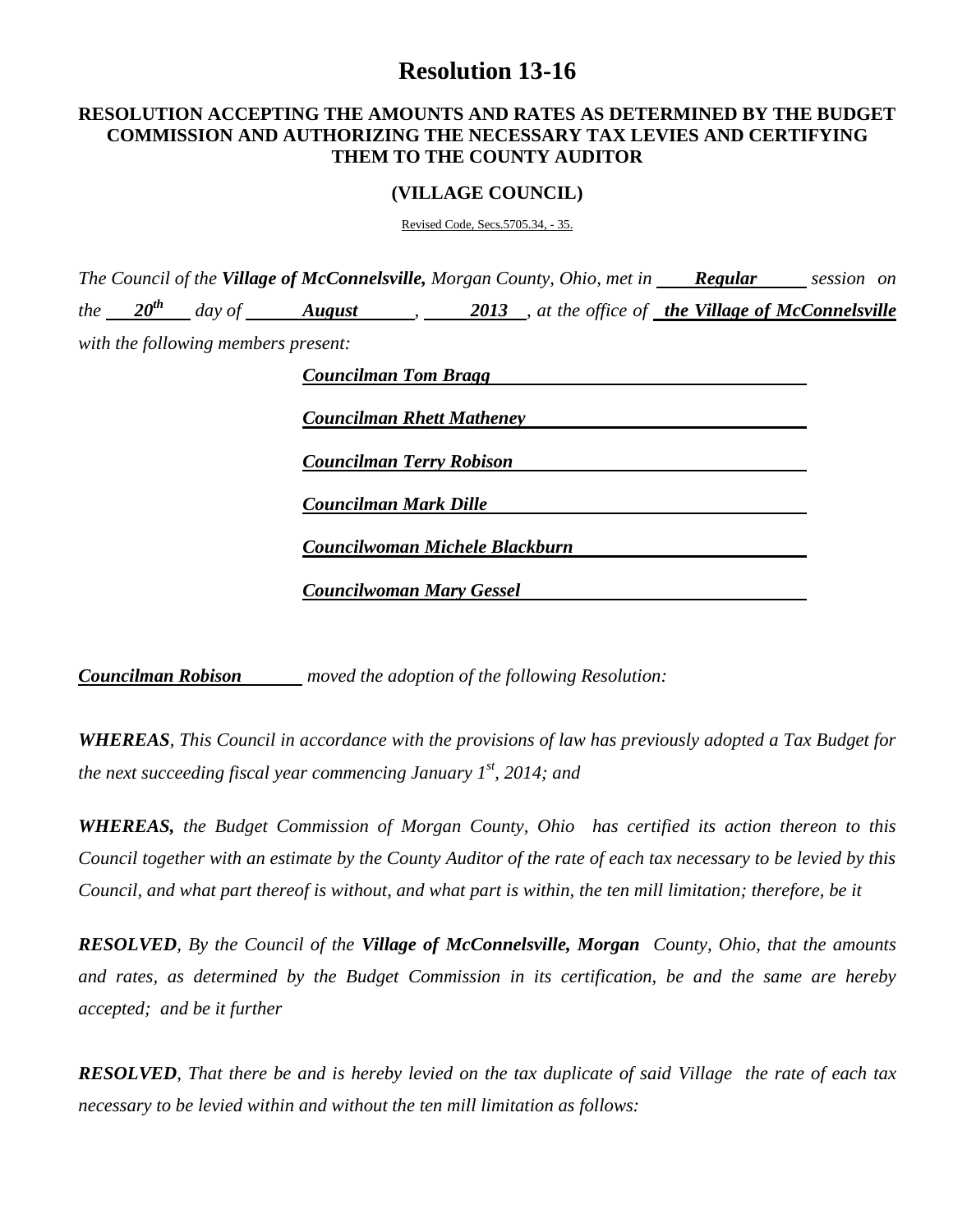# Resolution 13-16

## RESOLUTION ACCEPTING THE AMOUNTS AND RATES AS DETERMINED BY THE BUDGET COMMISSION AND AUTHORIZING THE NECESSARY TAX LEVIES AND CERTIFYING THEM TO THE COUNTY AUDITOR

### (VILLAGE COUNCIL)

Revised Code, Secs.5705.34, - 35.

*The Council of the **Village of McConnelsville,** Morgan County, Ohio, met in **Regular** session on the **20th** day of **August**, **2013**, at the office of **the Village of McConnelsville** with the following members present:*

***Councilman Tom Bragg***

***Councilman Rhett Matheney***

***Councilman Terry Robison***

***Councilman Mark Dille***

***Councilwoman Michele Blackburn***

***Councilwoman Mary Gessel***

***Councilman Robison*** *moved the adoption of the following Resolution:*

***WHEREAS****, This Council in accordance with the provisions of law has previously adopted a Tax Budget for the next succeeding fiscal year commencing January 1st, 2014; and*

***WHEREAS,*** *the Budget Commission of Morgan County, Ohio has certified its action thereon to this Council together with an estimate by the County Auditor of the rate of each tax necessary to be levied by this Council, and what part thereof is without, and what part is within, the ten mill limitation; therefore, be it*

***RESOLVED****, By the Council of the **Village of McConnelsville, Morgan** County, Ohio, that the amounts and rates, as determined by the Budget Commission in its certification, be and the same are hereby accepted; and be it further*

***RESOLVED****, That there be and is hereby levied on the tax duplicate of said Village the rate of each tax necessary to be levied within and without the ten mill limitation as follows:*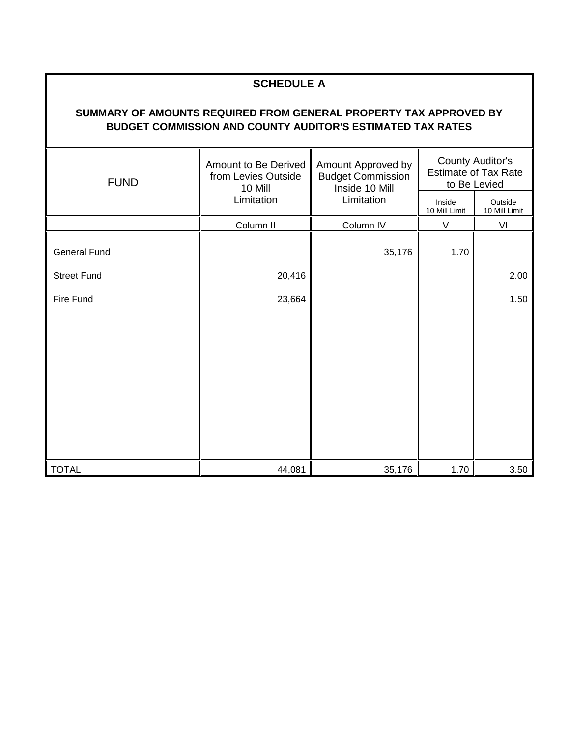# SCHEDULE A

## SUMMARY OF AMOUNTS REQUIRED FROM GENERAL PROPERTY TAX APPROVED BY BUDGET COMMISSION AND COUNTY AUDITOR'S ESTIMATED TAX RATES

| FUND | Amount to Be Derived from Levies Outside 10 Mill Limitation | Amount Approved by Budget Commission Inside 10 Mill Limitation | County Auditor's Estimate of Tax Rate to Be Levied | |
|---|---|---|---|---|
| | | | Inside 10 Mill Limit | Outside 10 Mill Limit |
| | Column II | Column IV | V | VI |
| General Fund | | 35,176 | 1.70 | |
| Street Fund | 20,416 | | | 2.00 |
| Fire Fund | 23,664 | | | 1.50 |
| TOTAL | 44,081 | 35,176 | 1.70 | 3.50 |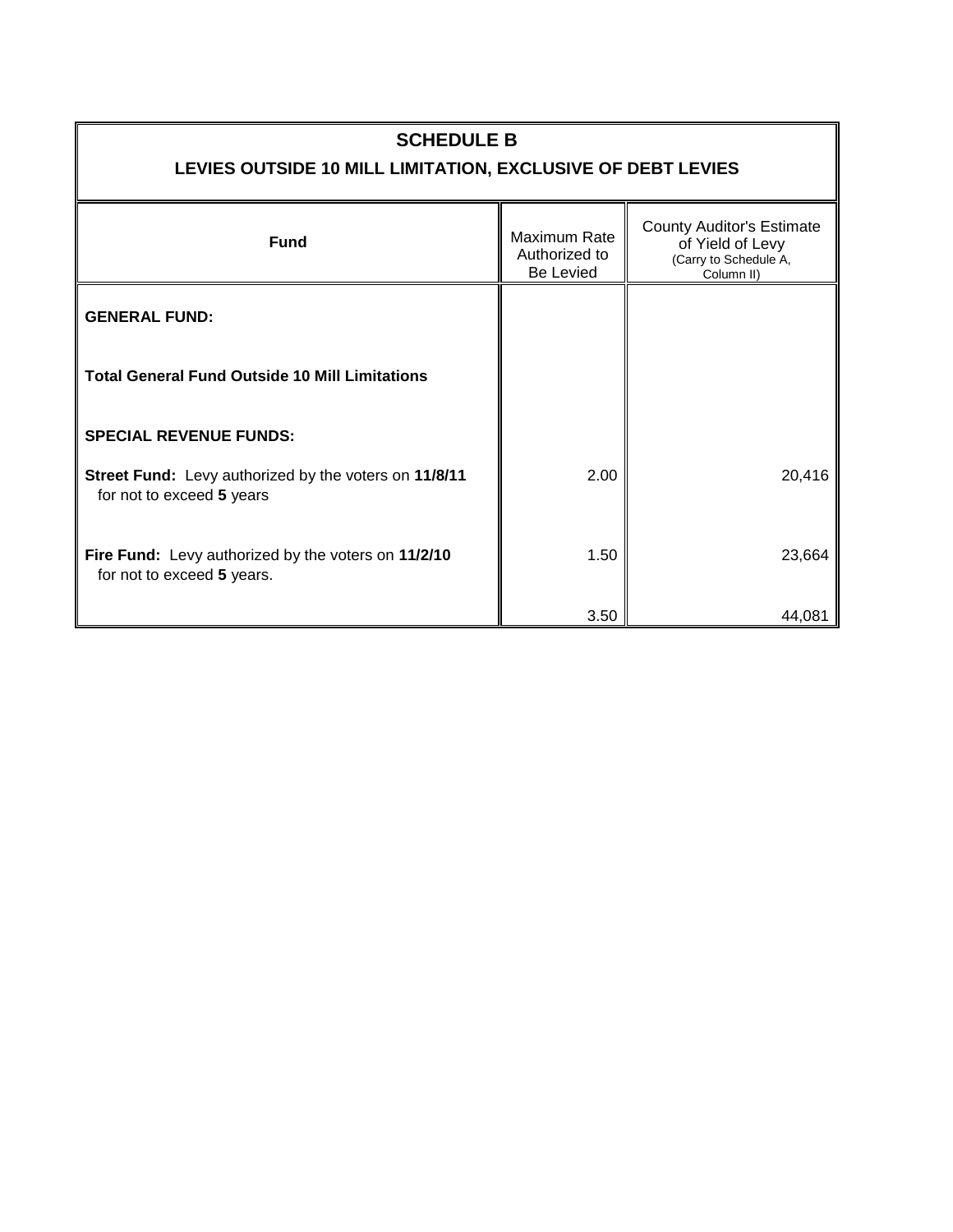## SCHEDULE B

### LEVIES OUTSIDE 10 MILL LIMITATION, EXCLUSIVE OF DEBT LEVIES

| Fund | Maximum Rate Authorized to Be Levied | County Auditor's Estimate of Yield of Levy (Carry to Schedule A, Column II) |
|---|---|---|
| **GENERAL FUND:** | | |
| **Total General Fund Outside 10 Mill Limitations** | | |
| **SPECIAL REVENUE FUNDS:** | | |
| **Street Fund:** Levy authorized by the voters on **11/8/11** for not to exceed **5** years | 2.00 | 20,416 |
| **Fire Fund:** Levy authorized by the voters on **11/2/10** for not to exceed **5** years. | 1.50 | 23,664 |
| | 3.50 | 44,081 |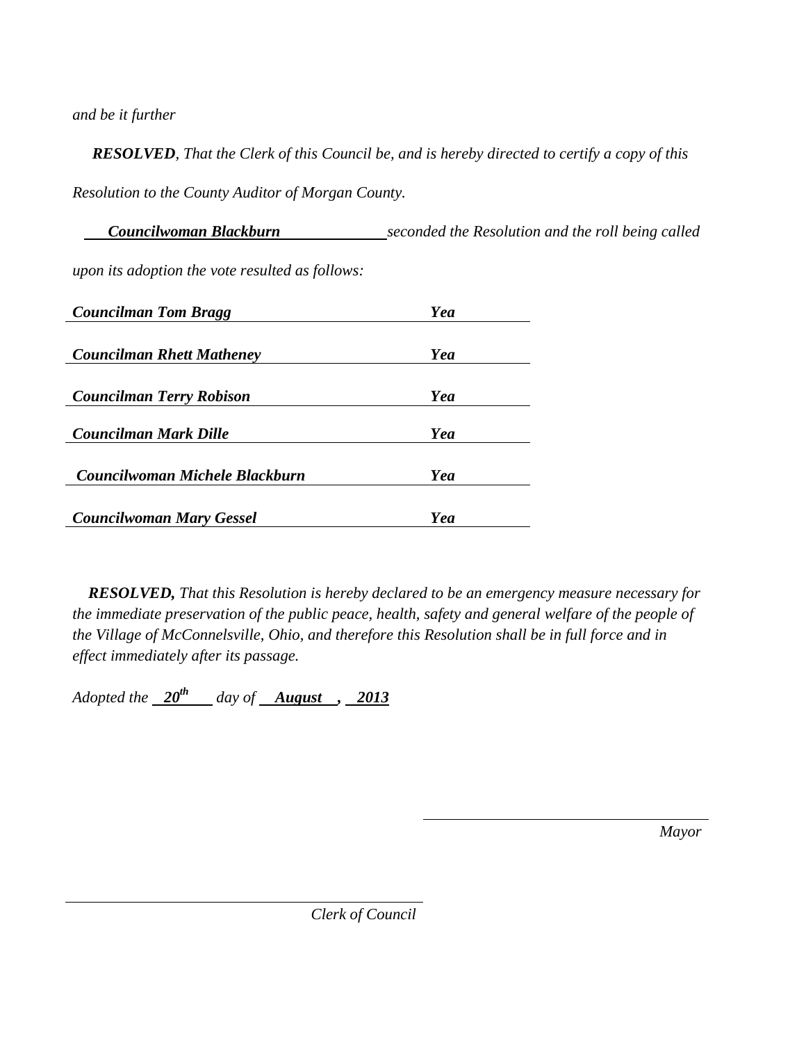*and be it further*

***RESOLVED**, That the Clerk of this Council be, and is hereby directed to certify a copy of this Resolution to the County Auditor of Morgan County.*

***Councilwoman Blackburn*** *seconded the Resolution and the roll being called upon its adoption the vote resulted as follows:*

| | |
|---|---|
| ***Councilman Tom Bragg*** | ***Yea*** |
| ***Councilman Rhett Matheney*** | ***Yea*** |
| ***Councilman Terry Robison*** | ***Yea*** |
| ***Councilman Mark Dille*** | ***Yea*** |
| ***Councilwoman Michele Blackburn*** | ***Yea*** |
| ***Councilwoman Mary Gessel*** | ***Yea*** |

***RESOLVED,** That this Resolution is hereby declared to be an emergency measure necessary for the immediate preservation of the public peace, health, safety and general welfare of the people of the Village of McConnelsville, Ohio, and therefore this Resolution shall be in full force and in effect immediately after its passage.*

*Adopted the **20th** day of **August , 2013***

\_\_\_\_\_\_\_\_\_\_\_\_\_\_\_\_\_\_\_\_\_\_\_\_\_\_\_\_\_\_\_\_\_\_\_\_

*Mayor*

\_\_\_\_\_\_\_\_\_\_\_\_\_\_\_\_\_\_\_\_\_\_\_\_\_\_\_\_\_\_\_\_\_\_\_\_

*Clerk of Council*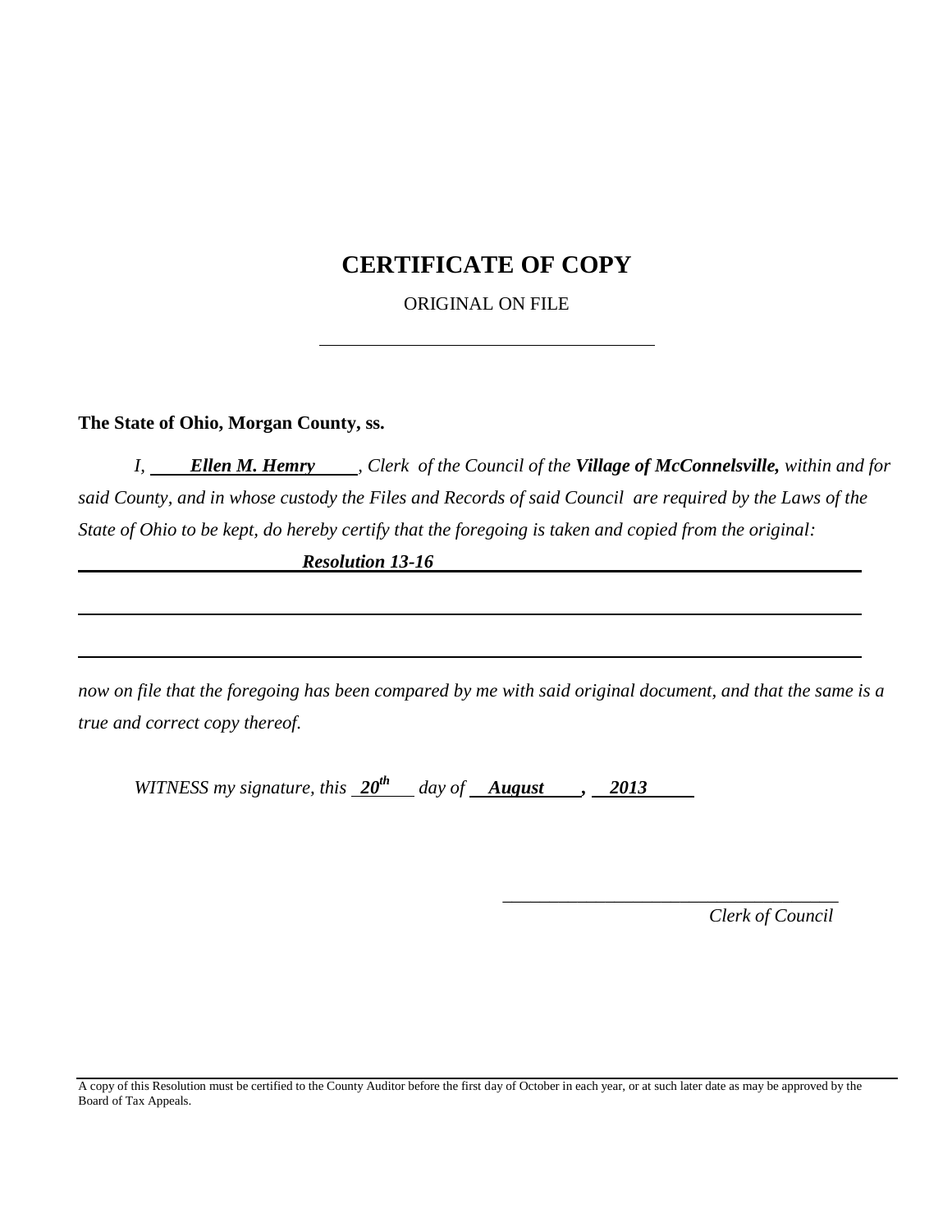# CERTIFICATE OF COPY

ORIGINAL ON FILE

**The State of Ohio, Morgan County, ss.**

*I, **Ellen M. Hemry**, Clerk of the Council of the **Village of McConnelsville,** within and for said County, and in whose custody the Files and Records of said Council are required by the Laws of the State of Ohio to be kept, do hereby certify that the foregoing is taken and copied from the original:*

***Resolution 13-16***

*now on file that the foregoing has been compared by me with said original document, and that the same is a true and correct copy thereof.*

*WITNESS my signature, this **20th** day of **August**, **2013***

_______________________________

*Clerk of Council*

A copy of this Resolution must be certified to the County Auditor before the first day of October in each year, or at such later date as may be approved by the Board of Tax Appeals.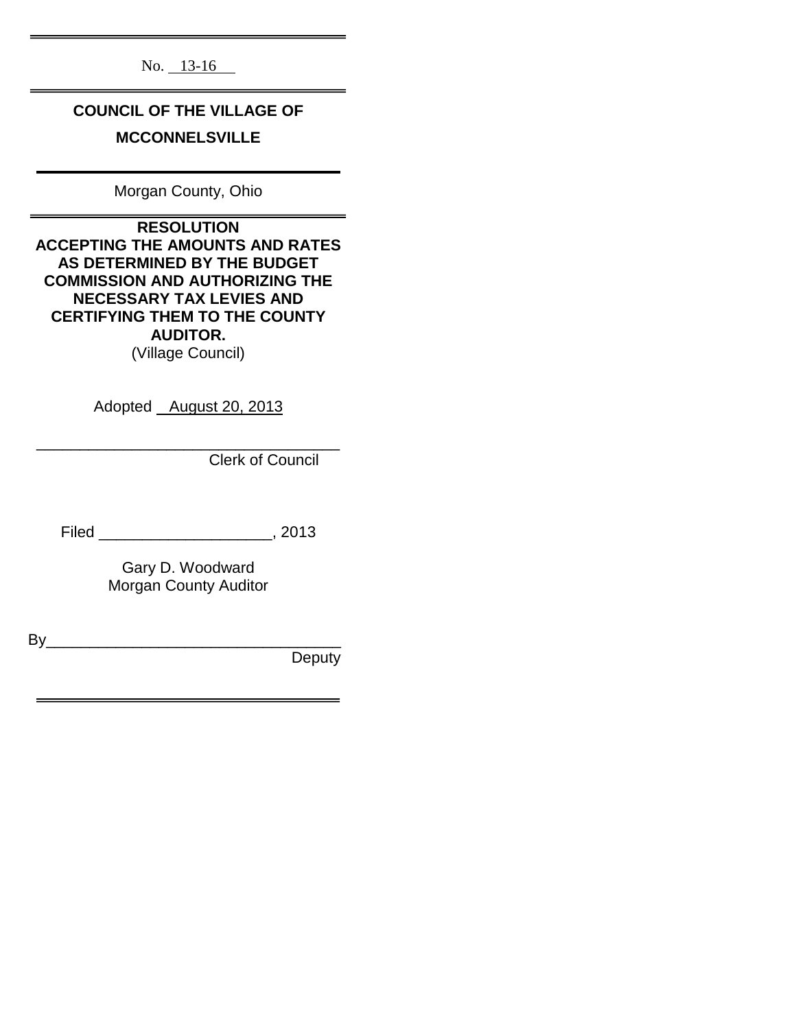No. 13-16

**COUNCIL OF THE VILLAGE OF**

**MCCONNELSVILLE**

Morgan County, Ohio

**RESOLUTION**
**ACCEPTING THE AMOUNTS AND RATES AS DETERMINED BY THE BUDGET COMMISSION AND AUTHORIZING THE NECESSARY TAX LEVIES AND CERTIFYING THEM TO THE COUNTY AUDITOR.**
(Village Council)

Adopted August 20, 2013

\_\_\_\_\_\_\_\_\_\_\_\_\_\_\_\_\_\_\_\_\_\_\_\_\_\_\_\_\_\_\_\_\_\_\_
Clerk of Council

Filed \_\_\_\_\_\_\_\_\_\_\_\_\_\_\_\_\_\_\_\_, 2013

Gary D. Woodward
Morgan County Auditor

By\_\_\_\_\_\_\_\_\_\_\_\_\_\_\_\_\_\_\_\_\_\_\_\_\_\_\_\_\_\_\_\_\_\_
Deputy